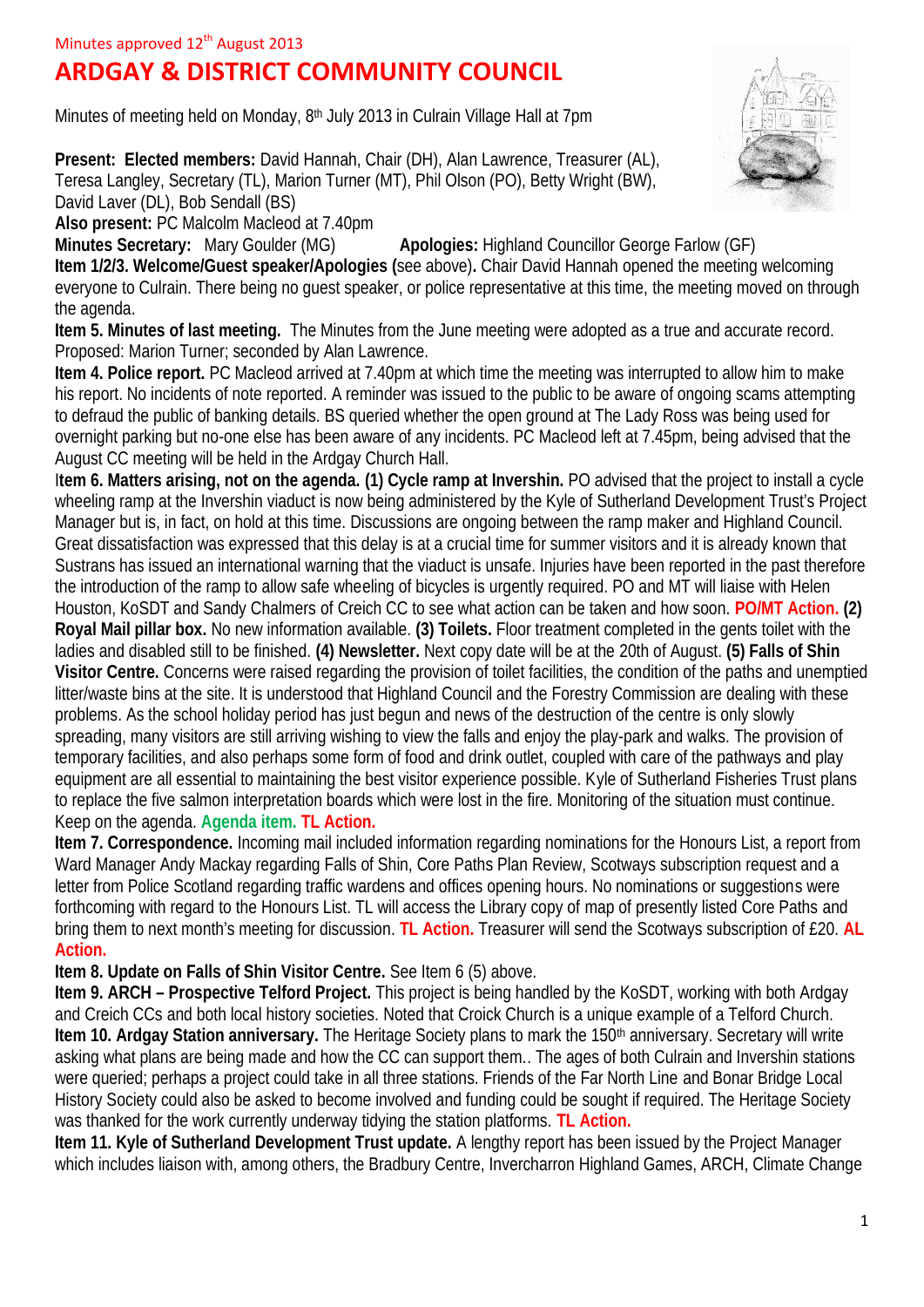Minutes approved 12th August 2013

# ARDGAY & DISTRICT COMMUNITY COUNCIL

Minutes of meeting held on Monday, 8th July 2013 in Culrain Village Hall at 7pm

**Present: Elected members:** David Hannah, Chair (DH), Alan Lawrence, Treasurer (AL), Teresa Langley, Secretary (TL), Marion Turner (MT), Phil Olson (PO), Betty Wright (BW), David Laver (DL), Bob Sendall (BS)

**Also present:** PC Malcolm Macleod at 7.40pm

**Minutes Secretary:** Mary Goulder (MG) **Apologies:** Highland Councillor George Farlow (GF)

**Item 1/2/3. Welcome/Guest speaker/Apologies (**see above)**.** Chair David Hannah opened the meeting welcoming everyone to Culrain. There being no guest speaker, or police representative at this time, the meeting moved on through the agenda.

**Item 5. Minutes of last meeting.** The Minutes from the June meeting were adopted as a true and accurate record. Proposed: Marion Turner; seconded by Alan Lawrence.

**Item 4. Police report.** PC Macleod arrived at 7.40pm at which time the meeting was interrupted to allow him to make his report. No incidents of note reported. A reminder was issued to the public to be aware of ongoing scams attempting to defraud the public of banking details. BS queried whether the open ground at The Lady Ross was being used for overnight parking but no-one else has been aware of any incidents. PC Macleod left at 7.45pm, being advised that the August CC meeting will be held in the Ardgay Church Hall.

**Item 6. Matters arising, not on the agenda. (1) Cycle ramp at Invershin.** PO advised that the project to install a cycle wheeling ramp at the Invershin viaduct is now being administered by the Kyle of Sutherland Development Trust's Project Manager but is, in fact, on hold at this time. Discussions are ongoing between the ramp maker and Highland Council. Great dissatisfaction was expressed that this delay is at a crucial time for summer visitors and it is already known that Sustrans has issued an international warning that the viaduct is unsafe. Injuries have been reported in the past therefore the introduction of the ramp to allow safe wheeling of bicycles is urgently required. PO and MT will liaise with Helen Houston, KoSDT and Sandy Chalmers of Creich CC to see what action can be taken and how soon. **PO/MT Action. (2) Royal Mail pillar box.** No new information available. **(3) Toilets.** Floor treatment completed in the gents toilet with the ladies and disabled still to be finished. **(4) Newsletter.** Next copy date will be at the 20th of August. **(5) Falls of Shin Visitor Centre.** Concerns were raised regarding the provision of toilet facilities, the condition of the paths and unemptied litter/waste bins at the site. It is understood that Highland Council and the Forestry Commission are dealing with these problems. As the school holiday period has just begun and news of the destruction of the centre is only slowly spreading, many visitors are still arriving wishing to view the falls and enjoy the play-park and walks. The provision of temporary facilities, and also perhaps some form of food and drink outlet, coupled with care of the pathways and play equipment are all essential to maintaining the best visitor experience possible. Kyle of Sutherland Fisheries Trust plans to replace the five salmon interpretation boards which were lost in the fire. Monitoring of the situation must continue. Keep on the agenda. **Agenda item. TL Action.**

**Item 7. Correspondence.** Incoming mail included information regarding nominations for the Honours List, a report from Ward Manager Andy Mackay regarding Falls of Shin, Core Paths Plan Review, Scotways subscription request and a letter from Police Scotland regarding traffic wardens and offices opening hours. No nominations or suggestions were forthcoming with regard to the Honours List. TL will access the Library copy of map of presently listed Core Paths and bring them to next month's meeting for discussion. **TL Action.** Treasurer will send the Scotways subscription of £20. **AL Action.**

**Item 8. Update on Falls of Shin Visitor Centre.** See Item 6 (5) above.

**Item 9. ARCH – Prospective Telford Project.** This project is being handled by the KoSDT, working with both Ardgay and Creich CCs and both local history societies. Noted that Croick Church is a unique example of a Telford Church.

**Item 10. Ardgay Station anniversary.** The Heritage Society plans to mark the 150th anniversary. Secretary will write asking what plans are being made and how the CC can support them.. The ages of both Culrain and Invershin stations were queried; perhaps a project could take in all three stations. Friends of the Far North Line and Bonar Bridge Local History Society could also be asked to become involved and funding could be sought if required. The Heritage Society was thanked for the work currently underway tidying the station platforms. **TL Action.**

**Item 11. Kyle of Sutherland Development Trust update.** A lengthy report has been issued by the Project Manager which includes liaison with, among others, the Bradbury Centre, Invercharron Highland Games, ARCH, Climate Change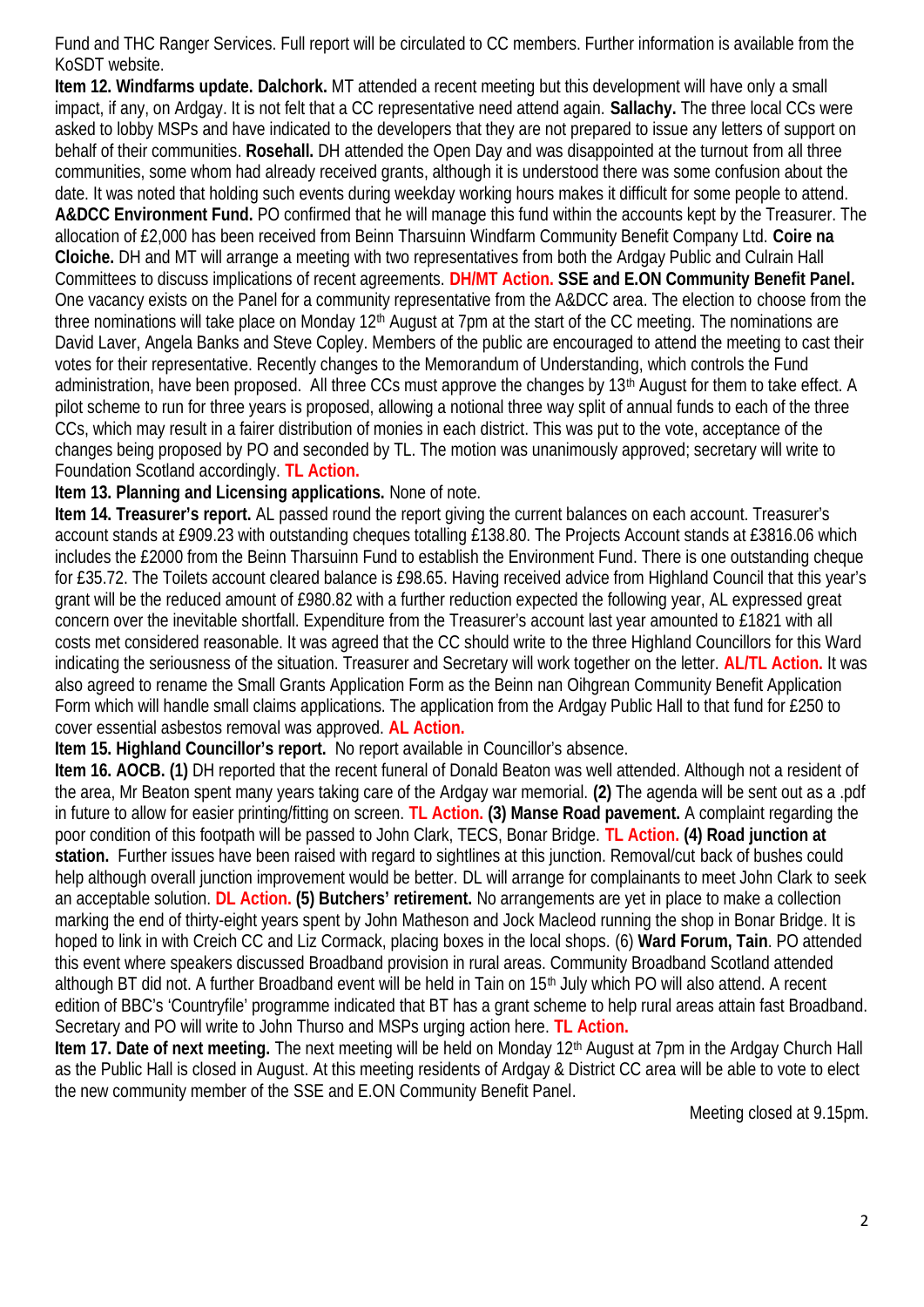Fund and THC Ranger Services. Full report will be circulated to CC members. Further information is available from the KoSDT website.

**Item 12. Windfarms update. Dalchork.** MT attended a recent meeting but this development will have only a small impact, if any, on Ardgay. It is not felt that a CC representative need attend again. **Sallachy.** The three local CCs were asked to lobby MSPs and have indicated to the developers that they are not prepared to issue any letters of support on behalf of their communities. **Rosehall.** DH attended the Open Day and was disappointed at the turnout from all three communities, some whom had already received grants, although it is understood there was some confusion about the date. It was noted that holding such events during weekday working hours makes it difficult for some people to attend. **A&DCC Environment Fund.** PO confirmed that he will manage this fund within the accounts kept by the Treasurer. The allocation of £2,000 has been received from Beinn Tharsuinn Windfarm Community Benefit Company Ltd. **Coire na Cloiche.** DH and MT will arrange a meeting with two representatives from both the Ardgay Public and Culrain Hall Committees to discuss implications of recent agreements. **DH/MT Action. SSE and E.ON Community Benefit Panel.** One vacancy exists on the Panel for a community representative from the A&DCC area. The election to choose from the three nominations will take place on Monday 12th August at 7pm at the start of the CC meeting. The nominations are David Laver, Angela Banks and Steve Copley. Members of the public are encouraged to attend the meeting to cast their votes for their representative. Recently changes to the Memorandum of Understanding, which controls the Fund administration, have been proposed. All three CCs must approve the changes by 13th August for them to take effect. A pilot scheme to run for three years is proposed, allowing a notional three way split of annual funds to each of the three CCs, which may result in a fairer distribution of monies in each district. This was put to the vote, acceptance of the changes being proposed by PO and seconded by TL. The motion was unanimously approved; secretary will write to Foundation Scotland accordingly. **TL Action.**

**Item 13. Planning and Licensing applications.** None of note.

**Item 14. Treasurer's report.** AL passed round the report giving the current balances on each account. Treasurer's account stands at £909.23 with outstanding cheques totalling £138.80. The Projects Account stands at £3816.06 which includes the £2000 from the Beinn Tharsuinn Fund to establish the Environment Fund. There is one outstanding cheque for £35.72. The Toilets account cleared balance is £98.65. Having received advice from Highland Council that this year's grant will be the reduced amount of £980.82 with a further reduction expected the following year, AL expressed great concern over the inevitable shortfall. Expenditure from the Treasurer's account last year amounted to £1821 with all costs met considered reasonable. It was agreed that the CC should write to the three Highland Councillors for this Ward indicating the seriousness of the situation. Treasurer and Secretary will work together on the letter. **AL/TL Action.** It was also agreed to rename the Small Grants Application Form as the Beinn nan Oihgrean Community Benefit Application Form which will handle small claims applications. The application from the Ardgay Public Hall to that fund for £250 to cover essential asbestos removal was approved. **AL Action.**

**Item 15. Highland Councillor's report.** No report available in Councillor's absence.

**Item 16. AOCB. (1)** DH reported that the recent funeral of Donald Beaton was well attended. Although not a resident of the area, Mr Beaton spent many years taking care of the Ardgay war memorial. **(2)** The agenda will be sent out as a .pdf in future to allow for easier printing/fitting on screen. **TL Action. (3) Manse Road pavement.** A complaint regarding the poor condition of this footpath will be passed to John Clark, TECS, Bonar Bridge. **TL Action. (4) Road junction at station.** Further issues have been raised with regard to sightlines at this junction. Removal/cut back of bushes could help although overall junction improvement would be better. DL will arrange for complainants to meet John Clark to seek an acceptable solution. **DL Action. (5) Butchers' retirement.** No arrangements are yet in place to make a collection marking the end of thirty-eight years spent by John Matheson and Jock Macleod running the shop in Bonar Bridge. It is hoped to link in with Creich CC and Liz Cormack, placing boxes in the local shops. (6) **Ward Forum, Tain**. PO attended this event where speakers discussed Broadband provision in rural areas. Community Broadband Scotland attended although BT did not. A further Broadband event will be held in Tain on 15th July which PO will also attend. A recent edition of BBC's 'Countryfile' programme indicated that BT has a grant scheme to help rural areas attain fast Broadband. Secretary and PO will write to John Thurso and MSPs urging action here. **TL Action.**

**Item 17. Date of next meeting.** The next meeting will be held on Monday 12th August at 7pm in the Ardgay Church Hall as the Public Hall is closed in August. At this meeting residents of Ardgay & District CC area will be able to vote to elect the new community member of the SSE and E.ON Community Benefit Panel.

Meeting closed at 9.15pm.